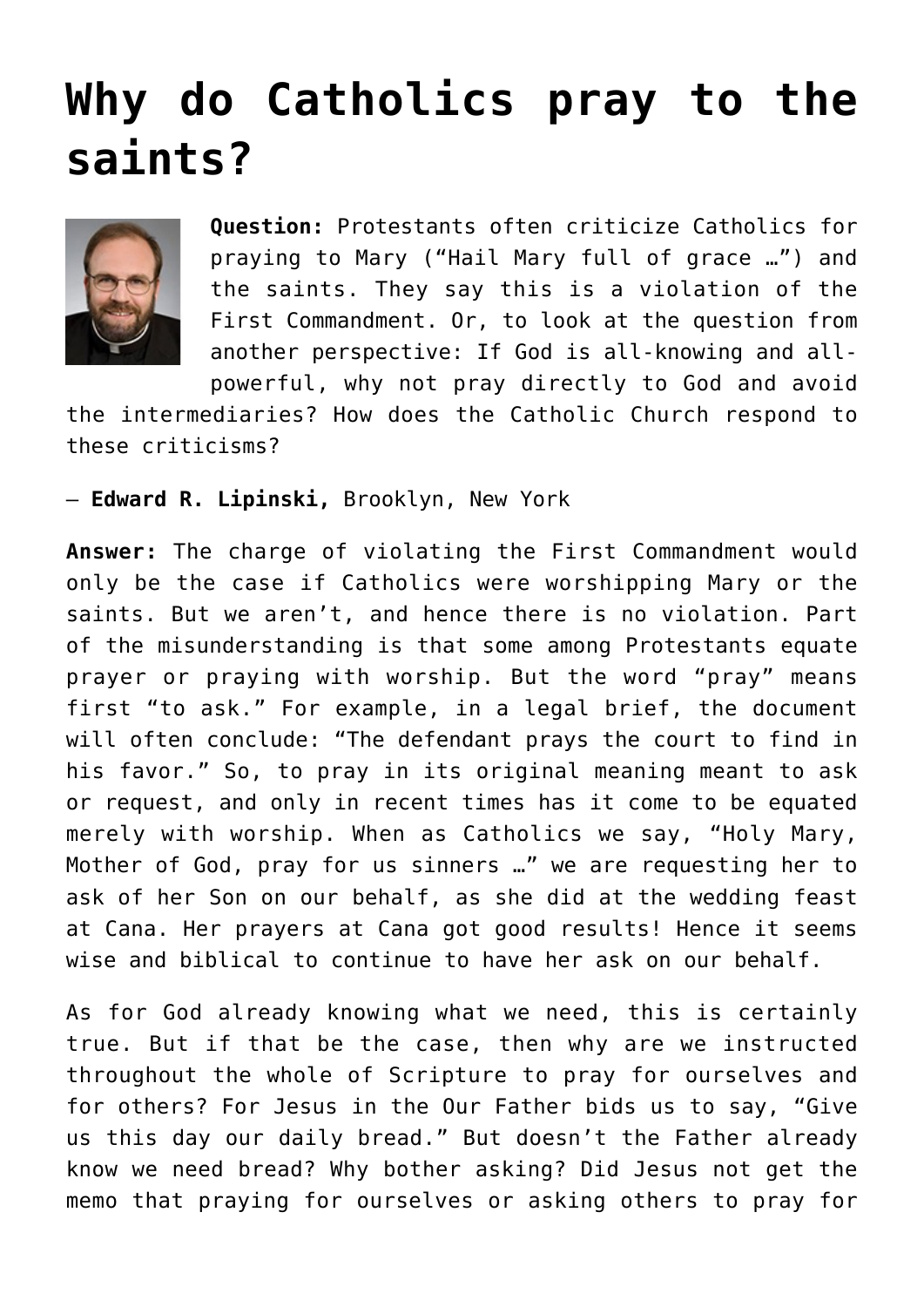# Why do Catholics pray to the saints?

**Question:** Protestants often criticize Catholics for praying to Mary ("Hail Mary full of grace …") and the saints. They say this is a violation of the First Commandment. Or, to look at the question from another perspective: If God is all-knowing and all-powerful, why not pray directly to God and avoid the intermediaries? How does the Catholic Church respond to these criticisms?

— **Edward R. Lipinski,** Brooklyn, New York

**Answer:** The charge of violating the First Commandment would only be the case if Catholics were worshipping Mary or the saints. But we aren't, and hence there is no violation. Part of the misunderstanding is that some among Protestants equate prayer or praying with worship. But the word "pray" means first "to ask." For example, in a legal brief, the document will often conclude: "The defendant prays the court to find in his favor." So, to pray in its original meaning meant to ask or request, and only in recent times has it come to be equated merely with worship. When as Catholics we say, "Holy Mary, Mother of God, pray for us sinners …" we are requesting her to ask of her Son on our behalf, as she did at the wedding feast at Cana. Her prayers at Cana got good results! Hence it seems wise and biblical to continue to have her ask on our behalf.

As for God already knowing what we need, this is certainly true. But if that be the case, then why are we instructed throughout the whole of Scripture to pray for ourselves and for others? For Jesus in the Our Father bids us to say, "Give us this day our daily bread." But doesn't the Father already know we need bread? Why bother asking? Did Jesus not get the memo that praying for ourselves or asking others to pray for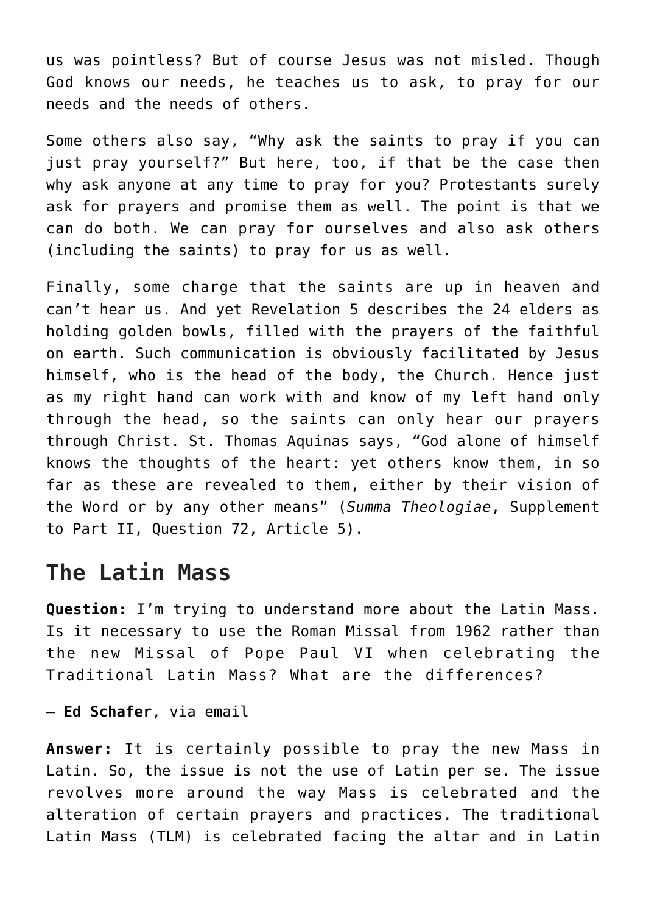us was pointless? But of course Jesus was not misled. Though God knows our needs, he teaches us to ask, to pray for our needs and the needs of others.

Some others also say, “Why ask the saints to pray if you can just pray yourself?” But here, too, if that be the case then why ask anyone at any time to pray for you? Protestants surely ask for prayers and promise them as well. The point is that we can do both. We can pray for ourselves and also ask others (including the saints) to pray for us as well.

Finally, some charge that the saints are up in heaven and can’t hear us. And yet Revelation 5 describes the 24 elders as holding golden bowls, filled with the prayers of the faithful on earth. Such communication is obviously facilitated by Jesus himself, who is the head of the body, the Church. Hence just as my right hand can work with and know of my left hand only through the head, so the saints can only hear our prayers through Christ. St. Thomas Aquinas says, “God alone of himself knows the thoughts of the heart: yet others know them, in so far as these are revealed to them, either by their vision of the Word or by any other means” (*Summa Theologiae*, Supplement to Part II, Question 72, Article 5).

## The Latin Mass

**Question:** I’m trying to understand more about the Latin Mass. Is it necessary to use the Roman Missal from 1962 rather than the new Missal of Pope Paul VI when celebrating the Traditional Latin Mass? What are the differences?

— **Ed Schafer**, via email

**Answer:** It is certainly possible to pray the new Mass in Latin. So, the issue is not the use of Latin per se. The issue revolves more around the way Mass is celebrated and the alteration of certain prayers and practices. The traditional Latin Mass (TLM) is celebrated facing the altar and in Latin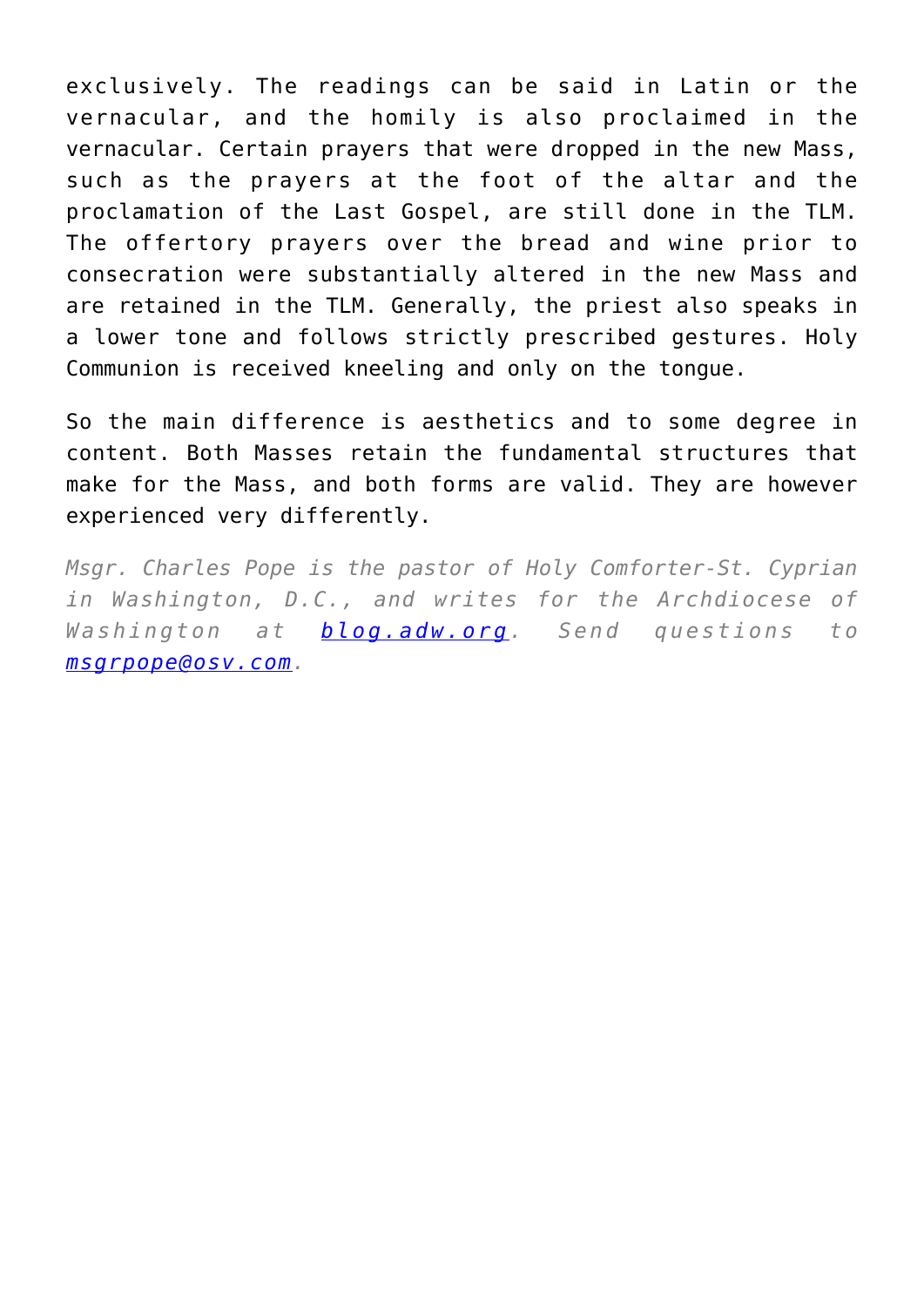exclusively. The readings can be said in Latin or the vernacular, and the homily is also proclaimed in the vernacular. Certain prayers that were dropped in the new Mass, such as the prayers at the foot of the altar and the proclamation of the Last Gospel, are still done in the TLM. The offertory prayers over the bread and wine prior to consecration were substantially altered in the new Mass and are retained in the TLM. Generally, the priest also speaks in a lower tone and follows strictly prescribed gestures. Holy Communion is received kneeling and only on the tongue.

So the main difference is aesthetics and to some degree in content. Both Masses retain the fundamental structures that make for the Mass, and both forms are valid. They are however experienced very differently.

*Msgr. Charles Pope is the pastor of Holy Comforter-St. Cyprian in Washington, D.C., and writes for the Archdiocese of Washington at [blog.adw.org](http://blog.adw.org). Send questions to [msgrpope@osv.com](mailto:msgrpope@osv.com).*